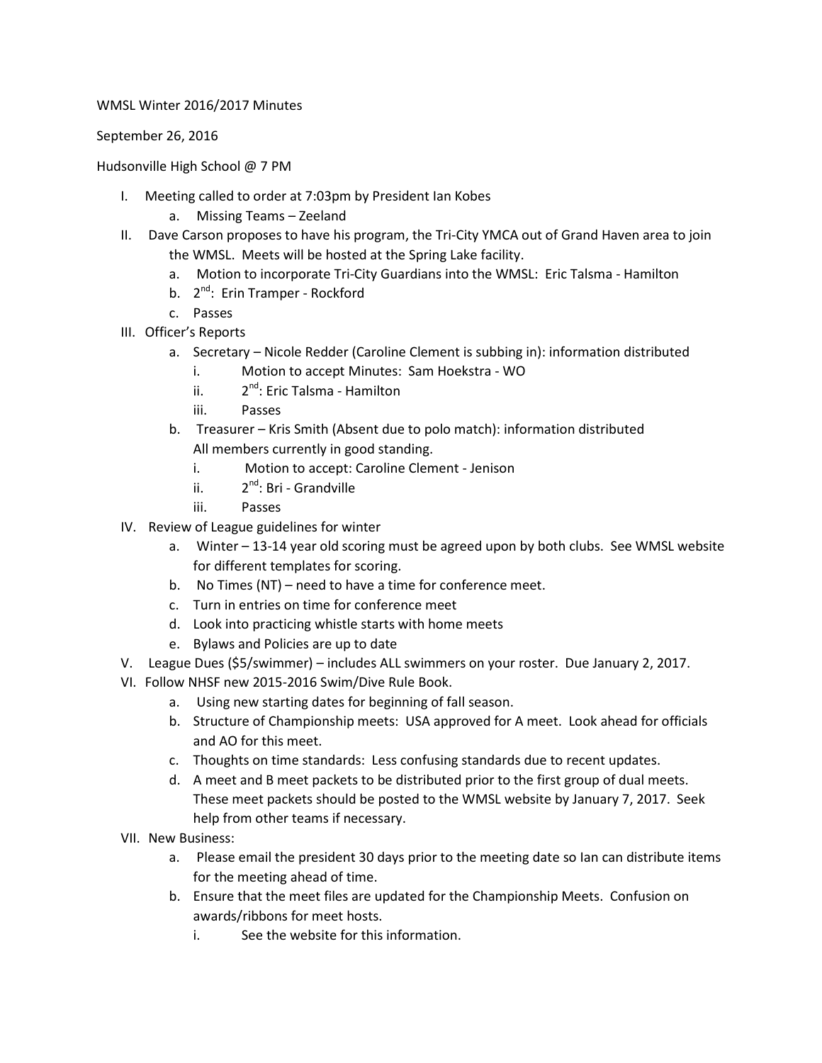WMSL Winter 2016/2017 Minutes

September 26, 2016

Hudsonville High School @ 7 PM

I. Meeting called to order at 7:03pm by President Ian Kobes
   a. Missing Teams – Zeeland
II. Dave Carson proposes to have his program, the Tri-City YMCA out of Grand Haven area to join the WMSL. Meets will be hosted at the Spring Lake facility.
   a. Motion to incorporate Tri-City Guardians into the WMSL: Eric Talsma - Hamilton
   b. 2nd: Erin Tramper - Rockford
   c. Passes
III. Officer's Reports
   a. Secretary – Nicole Redder (Caroline Clement is subbing in): information distributed
      i. Motion to accept Minutes: Sam Hoekstra - WO
      ii. 2nd: Eric Talsma - Hamilton
      iii. Passes
   b. Treasurer – Kris Smith (Absent due to polo match): information distributed
      All members currently in good standing.
      i. Motion to accept: Caroline Clement - Jenison
      ii. 2nd: Bri - Grandville
      iii. Passes
IV. Review of League guidelines for winter
   a. Winter – 13-14 year old scoring must be agreed upon by both clubs. See WMSL website for different templates for scoring.
   b. No Times (NT) – need to have a time for conference meet.
   c. Turn in entries on time for conference meet
   d. Look into practicing whistle starts with home meets
   e. Bylaws and Policies are up to date
V. League Dues ($5/swimmer) – includes ALL swimmers on your roster. Due January 2, 2017.
VI. Follow NHSF new 2015-2016 Swim/Dive Rule Book.
   a. Using new starting dates for beginning of fall season.
   b. Structure of Championship meets: USA approved for A meet. Look ahead for officials and AO for this meet.
   c. Thoughts on time standards: Less confusing standards due to recent updates.
   d. A meet and B meet packets to be distributed prior to the first group of dual meets. These meet packets should be posted to the WMSL website by January 7, 2017. Seek help from other teams if necessary.
VII. New Business:
   a. Please email the president 30 days prior to the meeting date so Ian can distribute items for the meeting ahead of time.
   b. Ensure that the meet files are updated for the Championship Meets. Confusion on awards/ribbons for meet hosts.
      i. See the website for this information.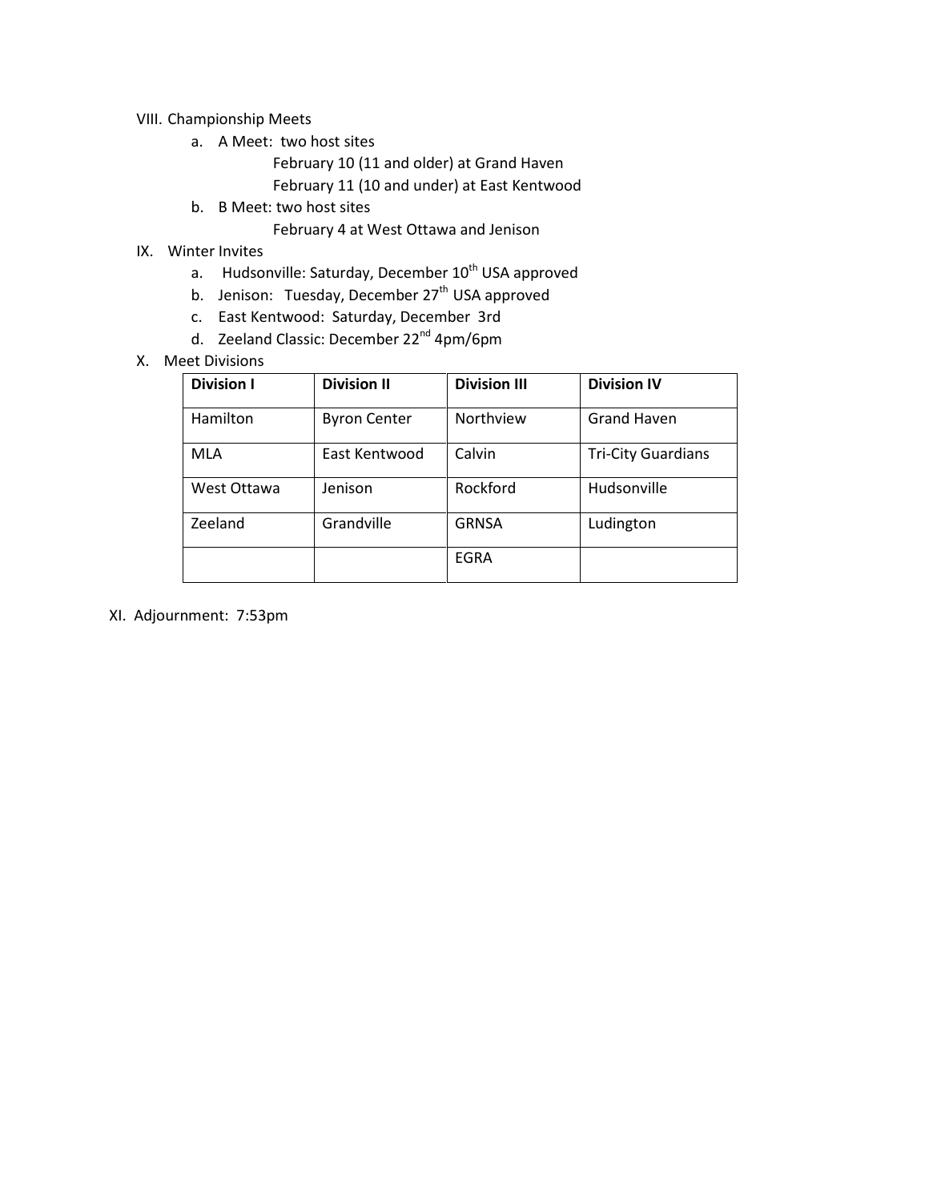VIII. Championship Meets

   a. A Meet: two host sites

      February 10 (11 and older) at Grand Haven

      February 11 (10 and under) at East Kentwood

   b. B Meet: two host sites

      February 4 at West Ottawa and Jenison

IX. Winter Invites

   a. Hudsonville: Saturday, December 10th USA approved
   b. Jenison: Tuesday, December 27th USA approved
   c. East Kentwood: Saturday, December 3rd
   d. Zeeland Classic: December 22nd 4pm/6pm

X. Meet Divisions

| **Division I** | **Division II** | **Division III** | **Division IV** |
|---|---|---|---|
| Hamilton | Byron Center | Northview | Grand Haven |
| MLA | East Kentwood | Calvin | Tri-City Guardians |
| West Ottawa | Jenison | Rockford | Hudsonville |
| Zeeland | Grandville | GRNSA | Ludington |
| | | EGRA | |

XI. Adjournment: 7:53pm